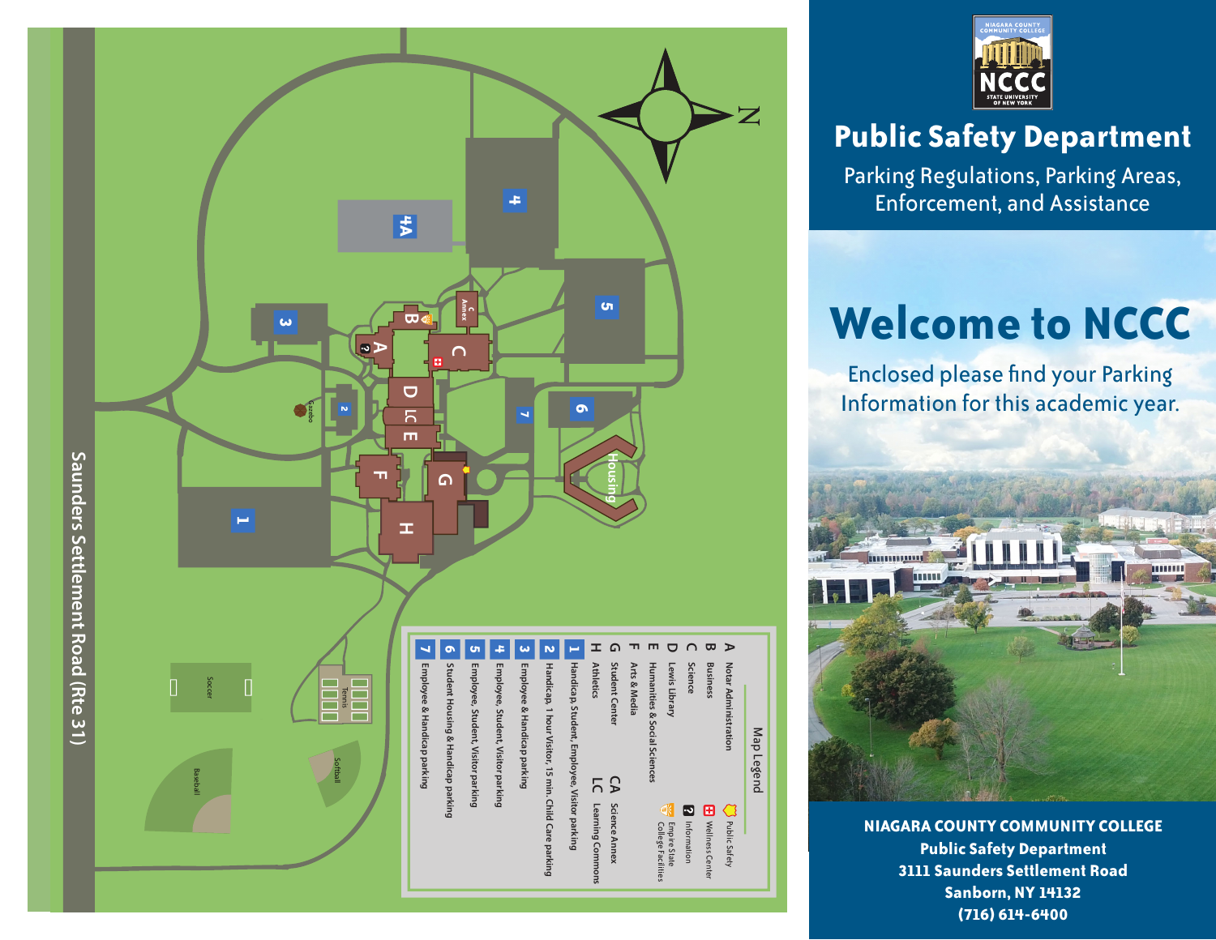# Public Safety Department

Parking Regulations, Parking Areas, Enforcement, and Assistance

# Welcome to NCCC

Enclosed please find your Parking Information for this academic year.

**NIAGARA COUNTY COMMUNITY COLLEGE**
**Public Safety Department**
**3111 Saunders Settlement Road**
**Sanborn, NY 14132**
**(716) 614-6400**

## Map Legend

- A Notar Administration
- B Business
- C Science
- D Lewis Library
- E Humanities & Social Sciences
- F Arts & Media
- G Student Center
- H Athletics
- CA Science Annex
- LC Learning Commons
- Public Safety
- Wellness Center
- Information
- Empire State College Facilities

Parking:

1. Handicap, Student, Employee, Visitor parking
2. Handicap, 1 hour Visitor, 15 min. Child Care parking
3. Employee & Handicap parking
4. Employee, Student, Visitor parking
5. Employee, Student, Visitor parking
6. Student Housing & Handicap parking
7. Employee & Handicap parking

Saunders Settlement Road (Rte 31)

N

4A | Housing | Gazebo | C Annex | Soccer | Tennis | Baseball | Softball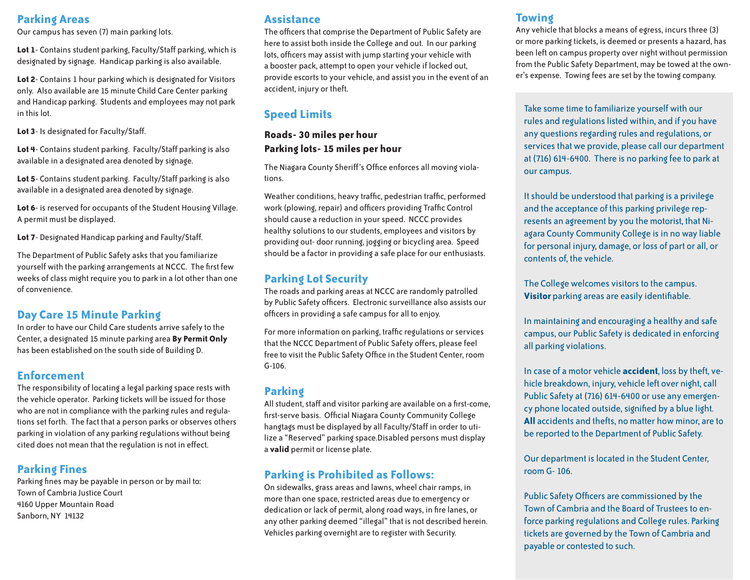## Parking Areas

Our campus has seven (7) main parking lots.

**Lot 1**- Contains student parking, Faculty/Staff parking, which is designated by signage. Handicap parking is also available.

**Lot 2**- Contains 1 hour parking which is designated for Visitors only. Also available are 15 minute Child Care Center parking and Handicap parking. Students and employees may not park in this lot.

**Lot 3**- Is designated for Faculty/Staff.

**Lot 4**- Contains student parking. Faculty/Staff parking is also available in a designated area denoted by signage.

**Lot 5**- Contains student parking. Faculty/Staff parking is also available in a designated area denoted by signage.

**Lot 6**- is reserved for occupants of the Student Housing Village. A permit must be displayed.

**Lot 7**- Designated Handicap parking and Faulty/Staff.

The Department of Public Safety asks that you familiarize yourself with the parking arrangements at NCCC. The first few weeks of class might require you to park in a lot other than one of convenience.

## Day Care 15 Minute Parking

In order to have our Child Care students arrive safely to the Center, a designated 15 minute parking area **By Permit Only** has been established on the south side of Building D.

## Enforcement

The responsibility of locating a legal parking space rests with the vehicle operator. Parking tickets will be issued for those who are not in compliance with the parking rules and regulations set forth. The fact that a person parks or observes others parking in violation of any parking regulations without being cited does not mean that the regulation is not in effect.

## Parking Fines

Parking fines may be payable in person or by mail to:
Town of Cambria Justice Court
4160 Upper Mountain Road
Sanborn, NY 14132

## Assistance

The officers that comprise the Department of Public Safety are here to assist both inside the College and out. In our parking lots, officers may assist with jump starting your vehicle with a booster pack, attempt to open your vehicle if locked out, provide escorts to your vehicle, and assist you in the event of an accident, injury or theft.

## Speed Limits

**Roads- 30 miles per hour**
**Parking lots- 15 miles per hour**

The Niagara County Sheriff's Office enforces all moving violations.

Weather conditions, heavy traffic, pedestrian traffic, performed work (plowing, repair) and officers providing Traffic Control should cause a reduction in your speed. NCCC provides healthy solutions to our students, employees and visitors by providing out- door running, jogging or bicycling area. Speed should be a factor in providing a safe place for our enthusiasts.

## Parking Lot Security

The roads and parking areas at NCCC are randomly patrolled by Public Safety officers. Electronic surveillance also assists our officers in providing a safe campus for all to enjoy.

For more information on parking, traffic regulations or services that the NCCC Department of Public Safety offers, please feel free to visit the Public Safety Office in the Student Center, room G-106.

## Parking

All student, staff and visitor parking are available on a first-come, first-serve basis. Official Niagara County Community College hangtags must be displayed by all Faculty/Staff in order to utilize a "Reserved" parking space.Disabled persons must display a **valid** permit or license plate.

## Parking is Prohibited as Follows:

On sidewalks, grass areas and lawns, wheel chair ramps, in more than one space, restricted areas due to emergency or dedication or lack of permit, along road ways, in fire lanes, or any other parking deemed "illegal" that is not described herein. Vehicles parking overnight are to register with Security.

## Towing

Any vehicle that blocks a means of egress, incurs three (3) or more parking tickets, is deemed or presents a hazard, has been left on campus property over night without permission from the Public Safety Department, may be towed at the owner's expense. Towing fees are set by the towing company.

Take some time to familiarize yourself with our rules and regulations listed within, and if you have any questions regarding rules and regulations, or services that we provide, please call our department at (716) 614-6400. There is no parking fee to park at our campus.

It should be understood that parking is a privilege and the acceptance of this parking privilege represents an agreement by you the motorist, that Niagara County Community College is in no way liable for personal injury, damage, or loss of part or all, or contents of, the vehicle.

The College welcomes visitors to the campus. **Visitor** parking areas are easily identifiable.

In maintaining and encouraging a healthy and safe campus, our Public Safety is dedicated in enforcing all parking violations.

In case of a motor vehicle **accident**, loss by theft, vehicle breakdown, injury, vehicle left over night, call Public Safety at (716) 614-6400 or use any emergency phone located outside, signified by a blue light. **All** accidents and thefts, no matter how minor, are to be reported to the Department of Public Safety.

Our department is located in the Student Center, room G- 106.

Public Safety Officers are commissioned by the Town of Cambria and the Board of Trustees to enforce parking regulations and College rules. Parking tickets are governed by the Town of Cambria and payable or contested to such.